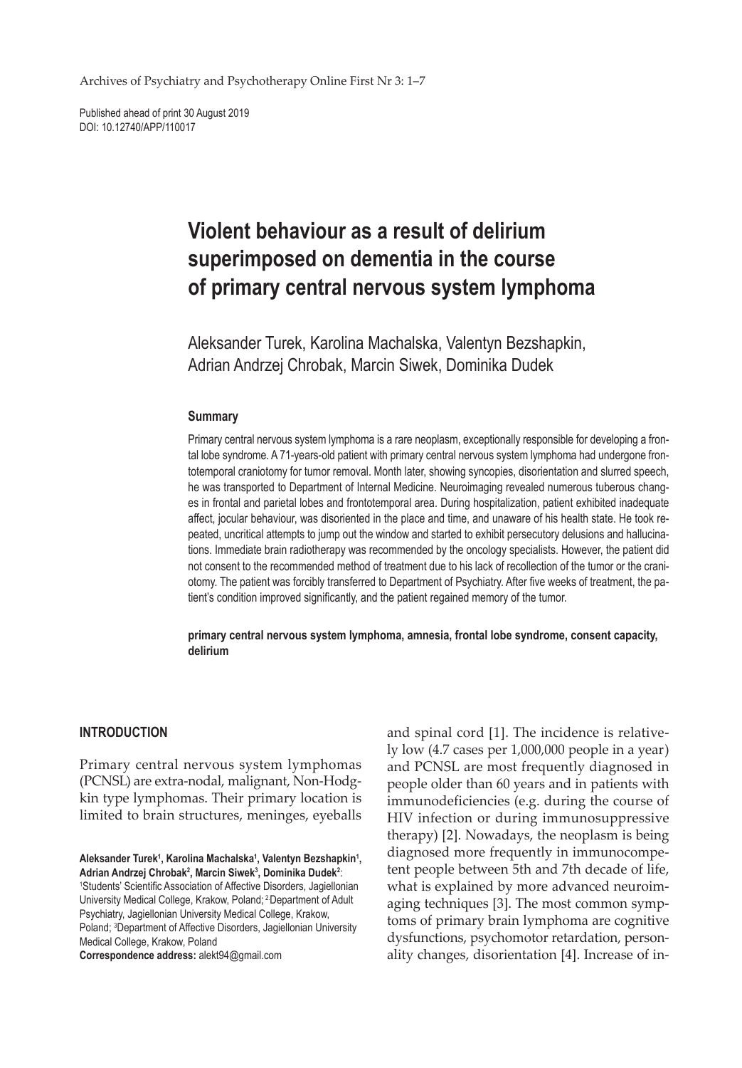Published ahead of print 30 August 2019
DOI: 10.12740/APP/110017

# Violent behaviour as a result of delirium superimposed on dementia in the course of primary central nervous system lymphoma

Aleksander Turek, Karolina Machalska, Valentyn Bezshapkin, Adrian Andrzej Chrobak, Marcin Siwek, Dominika Dudek

### Summary

Primary central nervous system lymphoma is a rare neoplasm, exceptionally responsible for developing a frontal lobe syndrome. A 71-years-old patient with primary central nervous system lymphoma had undergone frontotemporal craniotomy for tumor removal. Month later, showing syncopies, disorientation and slurred speech, he was transported to Department of Internal Medicine. Neuroimaging revealed numerous tuberous changes in frontal and parietal lobes and frontotemporal area. During hospitalization, patient exhibited inadequate affect, jocular behaviour, was disoriented in the place and time, and unaware of his health state. He took repeated, uncritical attempts to jump out the window and started to exhibit persecutory delusions and hallucinations. Immediate brain radiotherapy was recommended by the oncology specialists. However, the patient did not consent to the recommended method of treatment due to his lack of recollection of the tumor or the craniotomy. The patient was forcibly transferred to Department of Psychiatry. After five weeks of treatment, the patient's condition improved significantly, and the patient regained memory of the tumor.

**primary central nervous system lymphoma, amnesia, frontal lobe syndrome, consent capacity, delirium**

## INTRODUCTION

Primary central nervous system lymphomas (PCNSL) are extra-nodal, malignant, Non-Hodgkin type lymphomas. Their primary location is limited to brain structures, meninges, eyeballs and spinal cord [1]. The incidence is relatively low (4.7 cases per 1,000,000 people in a year) and PCNSL are most frequently diagnosed in people older than 60 years and in patients with immunodeficiencies (e.g. during the course of HIV infection or during immunosuppressive therapy) [2]. Nowadays, the neoplasm is being diagnosed more frequently in immunocompetent people between 5th and 7th decade of life, what is explained by more advanced neuroimaging techniques [3]. The most common symptoms of primary brain lymphoma are cognitive dysfunctions, psychomotor retardation, personality changes, disorientation [4]. Increase of in-

**Aleksander Turek[1], Karolina Machalska[1], Valentyn Bezshapkin[1], Adrian Andrzej Chrobak[2], Marcin Siwek[3], Dominika Dudek[2]**:
[1]Students' Scientific Association of Affective Disorders, Jagiellonian University Medical College, Krakow, Poland; [2]Department of Adult Psychiatry, Jagiellonian University Medical College, Krakow, Poland; [3]Department of Affective Disorders, Jagiellonian University Medical College, Krakow, Poland
**Correspondence address:** alekt94@gmail.com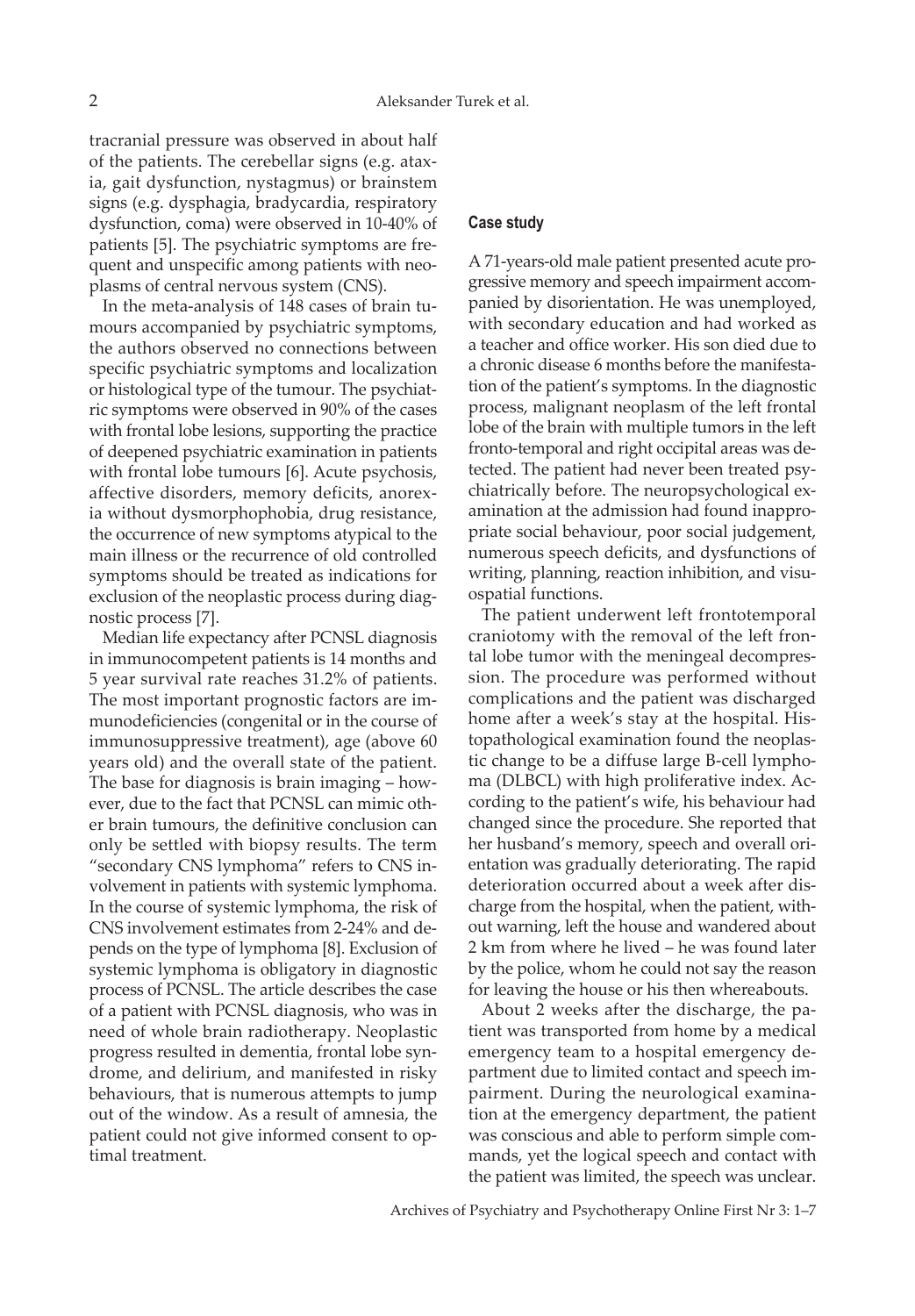tracranial pressure was observed in about half of the patients. The cerebellar signs (e.g. ataxia, gait dysfunction, nystagmus) or brainstem signs (e.g. dysphagia, bradycardia, respiratory dysfunction, coma) were observed in 10-40% of patients [5]. The psychiatric symptoms are frequent and unspecific among patients with neoplasms of central nervous system (CNS).

In the meta-analysis of 148 cases of brain tumours accompanied by psychiatric symptoms, the authors observed no connections between specific psychiatric symptoms and localization or histological type of the tumour. The psychiatric symptoms were observed in 90% of the cases with frontal lobe lesions, supporting the practice of deepened psychiatric examination in patients with frontal lobe tumours [6]. Acute psychosis, affective disorders, memory deficits, anorexia without dysmorphophobia, drug resistance, the occurrence of new symptoms atypical to the main illness or the recurrence of old controlled symptoms should be treated as indications for exclusion of the neoplastic process during diagnostic process [7].

Median life expectancy after PCNSL diagnosis in immunocompetent patients is 14 months and 5 year survival rate reaches 31.2% of patients. The most important prognostic factors are immunodeficiencies (congenital or in the course of immunosuppressive treatment), age (above 60 years old) and the overall state of the patient. The base for diagnosis is brain imaging – however, due to the fact that PCNSL can mimic other brain tumours, the definitive conclusion can only be settled with biopsy results. The term "secondary CNS lymphoma" refers to CNS involvement in patients with systemic lymphoma. In the course of systemic lymphoma, the risk of CNS involvement estimates from 2-24% and depends on the type of lymphoma [8]. Exclusion of systemic lymphoma is obligatory in diagnostic process of PCNSL. The article describes the case of a patient with PCNSL diagnosis, who was in need of whole brain radiotherapy. Neoplastic progress resulted in dementia, frontal lobe syndrome, and delirium, and manifested in risky behaviours, that is numerous attempts to jump out of the window. As a result of amnesia, the patient could not give informed consent to optimal treatment.

## Case study

A 71-years-old male patient presented acute progressive memory and speech impairment accompanied by disorientation. He was unemployed, with secondary education and had worked as a teacher and office worker. His son died due to a chronic disease 6 months before the manifestation of the patient's symptoms. In the diagnostic process, malignant neoplasm of the left frontal lobe of the brain with multiple tumors in the left fronto-temporal and right occipital areas was detected. The patient had never been treated psychiatrically before. The neuropsychological examination at the admission had found inappropriate social behaviour, poor social judgement, numerous speech deficits, and dysfunctions of writing, planning, reaction inhibition, and visuospatial functions.

The patient underwent left frontotemporal craniotomy with the removal of the left frontal lobe tumor with the meningeal decompression. The procedure was performed without complications and the patient was discharged home after a week's stay at the hospital. Histopathological examination found the neoplastic change to be a diffuse large B-cell lymphoma (DLBCL) with high proliferative index. According to the patient's wife, his behaviour had changed since the procedure. She reported that her husband's memory, speech and overall orientation was gradually deteriorating. The rapid deterioration occurred about a week after discharge from the hospital, when the patient, without warning, left the house and wandered about 2 km from where he lived – he was found later by the police, whom he could not say the reason for leaving the house or his then whereabouts.

About 2 weeks after the discharge, the patient was transported from home by a medical emergency team to a hospital emergency department due to limited contact and speech impairment. During the neurological examination at the emergency department, the patient was conscious and able to perform simple commands, yet the logical speech and contact with the patient was limited, the speech was unclear.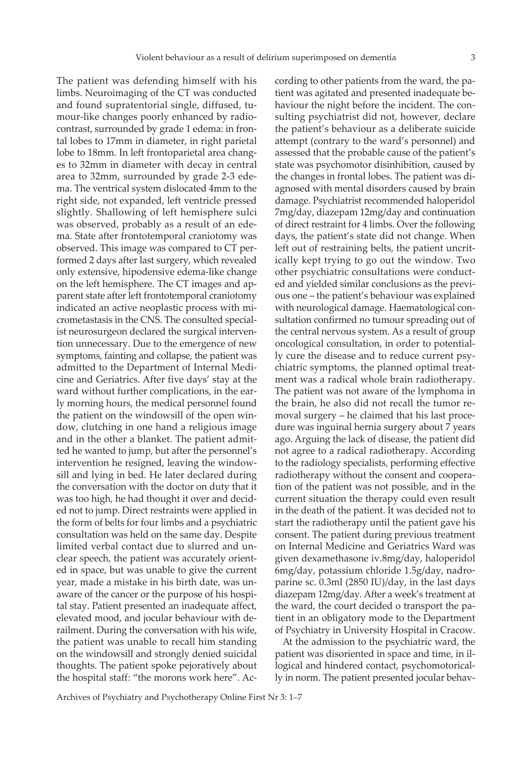The patient was defending himself with his limbs. Neuroimaging of the CT was conducted and found supratentorial single, diffused, tumour-like changes poorly enhanced by radiocontrast, surrounded by grade 1 edema: in frontal lobes to 17mm in diameter, in right parietal lobe to 18mm. In left frontoparietal area changes to 32mm in diameter with decay in central area to 32mm, surrounded by grade 2-3 edema. The ventrical system dislocated 4mm to the right side, not expanded, left ventricle pressed slightly. Shallowing of left hemisphere sulci was observed, probably as a result of an edema. State after frontotemporal craniotomy was observed. This image was compared to CT performed 2 days after last surgery, which revealed only extensive, hipodensive edema-like change on the left hemisphere. The CT images and apparent state after left frontotemporal craniotomy indicated an active neoplastic process with micrometastasis in the CNS. The consulted specialist neurosurgeon declared the surgical intervention unnecessary. Due to the emergence of new symptoms, fainting and collapse, the patient was admitted to the Department of Internal Medicine and Geriatrics. After five days' stay at the ward without further complications, in the early morning hours, the medical personnel found the patient on the windowsill of the open window, clutching in one hand a religious image and in the other a blanket. The patient admitted he wanted to jump, but after the personnel's intervention he resigned, leaving the windowsill and lying in bed. He later declared during the conversation with the doctor on duty that it was too high, he had thought it over and decided not to jump. Direct restraints were applied in the form of belts for four limbs and a psychiatric consultation was held on the same day. Despite limited verbal contact due to slurred and unclear speech, the patient was accurately oriented in space, but was unable to give the current year, made a mistake in his birth date, was unaware of the cancer or the purpose of his hospital stay. Patient presented an inadequate affect, elevated mood, and jocular behaviour with derailment. During the conversation with his wife, the patient was unable to recall him standing on the windowsill and strongly denied suicidal thoughts. The patient spoke pejoratively about the hospital staff: "the morons work here". According to other patients from the ward, the patient was agitated and presented inadequate behaviour the night before the incident. The consulting psychiatrist did not, however, declare the patient's behaviour as a deliberate suicide attempt (contrary to the ward's personnel) and assessed that the probable cause of the patient's state was psychomotor disinhibition, caused by the changes in frontal lobes. The patient was diagnosed with mental disorders caused by brain damage. Psychiatrist recommended haloperidol 7mg/day, diazepam 12mg/day and continuation of direct restraint for 4 limbs. Over the following days, the patient's state did not change. When left out of restraining belts, the patient uncritically kept trying to go out the window. Two other psychiatric consultations were conducted and yielded similar conclusions as the previous one – the patient's behaviour was explained with neurological damage. Haematological consultation confirmed no tumour spreading out of the central nervous system. As a result of group oncological consultation, in order to potentially cure the disease and to reduce current psychiatric symptoms, the planned optimal treatment was a radical whole brain radiotherapy. The patient was not aware of the lymphoma in the brain, he also did not recall the tumor removal surgery – he claimed that his last procedure was inguinal hernia surgery about 7 years ago. Arguing the lack of disease, the patient did not agree to a radical radiotherapy. According to the radiology specialists, performing effective radiotherapy without the consent and cooperation of the patient was not possible, and in the current situation the therapy could even result in the death of the patient. It was decided not to start the radiotherapy until the patient gave his consent. The patient during previous treatment on Internal Medicine and Geriatrics Ward was given dexamethasone iv.8mg/day, haloperidol 6mg/day, potassium chloride 1.5g/day, nadroparine sc. 0.3ml (2850 IU)/day, in the last days diazepam 12mg/day. After a week's treatment at the ward, the court decided o transport the patient in an obligatory mode to the Department of Psychiatry in University Hospital in Cracow.

At the admission to the psychiatric ward, the patient was disoriented in space and time, in illogical and hindered contact, psychomotorically in norm. The patient presented jocular behav-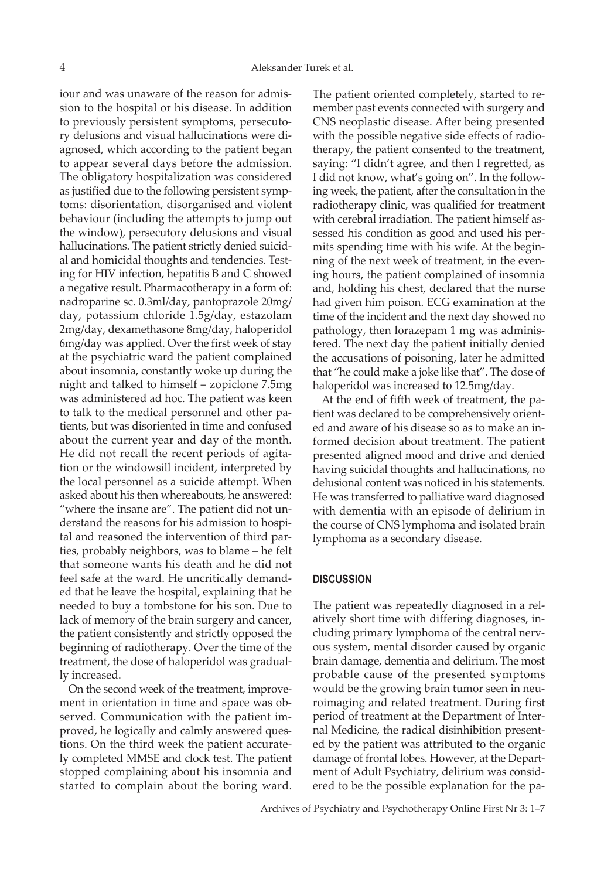iour and was unaware of the reason for admission to the hospital or his disease. In addition to previously persistent symptoms, persecutory delusions and visual hallucinations were diagnosed, which according to the patient began to appear several days before the admission. The obligatory hospitalization was considered as justified due to the following persistent symptoms: disorientation, disorganised and violent behaviour (including the attempts to jump out the window), persecutory delusions and visual hallucinations. The patient strictly denied suicidal and homicidal thoughts and tendencies. Testing for HIV infection, hepatitis B and C showed a negative result. Pharmacotherapy in a form of: nadroparine sc. 0.3ml/day, pantoprazole 20mg/day, potassium chloride 1.5g/day, estazolam 2mg/day, dexamethasone 8mg/day, haloperidol 6mg/day was applied. Over the first week of stay at the psychiatric ward the patient complained about insomnia, constantly woke up during the night and talked to himself – zopiclone 7.5mg was administered ad hoc. The patient was keen to talk to the medical personnel and other patients, but was disoriented in time and confused about the current year and day of the month. He did not recall the recent periods of agitation or the windowsill incident, interpreted by the local personnel as a suicide attempt. When asked about his then whereabouts, he answered: "where the insane are". The patient did not understand the reasons for his admission to hospital and reasoned the intervention of third parties, probably neighbors, was to blame – he felt that someone wants his death and he did not feel safe at the ward. He uncritically demanded that he leave the hospital, explaining that he needed to buy a tombstone for his son. Due to lack of memory of the brain surgery and cancer, the patient consistently and strictly opposed the beginning of radiotherapy. Over the time of the treatment, the dose of haloperidol was gradually increased.

On the second week of the treatment, improvement in orientation in time and space was observed. Communication with the patient improved, he logically and calmly answered questions. On the third week the patient accurately completed MMSE and clock test. The patient stopped complaining about his insomnia and started to complain about the boring ward. The patient oriented completely, started to remember past events connected with surgery and CNS neoplastic disease. After being presented with the possible negative side effects of radiotherapy, the patient consented to the treatment, saying: "I didn't agree, and then I regretted, as I did not know, what's going on". In the following week, the patient, after the consultation in the radiotherapy clinic, was qualified for treatment with cerebral irradiation. The patient himself assessed his condition as good and used his permits spending time with his wife. At the beginning of the next week of treatment, in the evening hours, the patient complained of insomnia and, holding his chest, declared that the nurse had given him poison. ECG examination at the time of the incident and the next day showed no pathology, then lorazepam 1 mg was administered. The next day the patient initially denied the accusations of poisoning, later he admitted that "he could make a joke like that". The dose of haloperidol was increased to 12.5mg/day.

At the end of fifth week of treatment, the patient was declared to be comprehensively oriented and aware of his disease so as to make an informed decision about treatment. The patient presented aligned mood and drive and denied having suicidal thoughts and hallucinations, no delusional content was noticed in his statements. He was transferred to palliative ward diagnosed with dementia with an episode of delirium in the course of CNS lymphoma and isolated brain lymphoma as a secondary disease.

## DISCUSSION

The patient was repeatedly diagnosed in a relatively short time with differing diagnoses, including primary lymphoma of the central nervous system, mental disorder caused by organic brain damage, dementia and delirium. The most probable cause of the presented symptoms would be the growing brain tumor seen in neuroimaging and related treatment. During first period of treatment at the Department of Internal Medicine, the radical disinhibition presented by the patient was attributed to the organic damage of frontal lobes. However, at the Department of Adult Psychiatry, delirium was considered to be the possible explanation for the pa-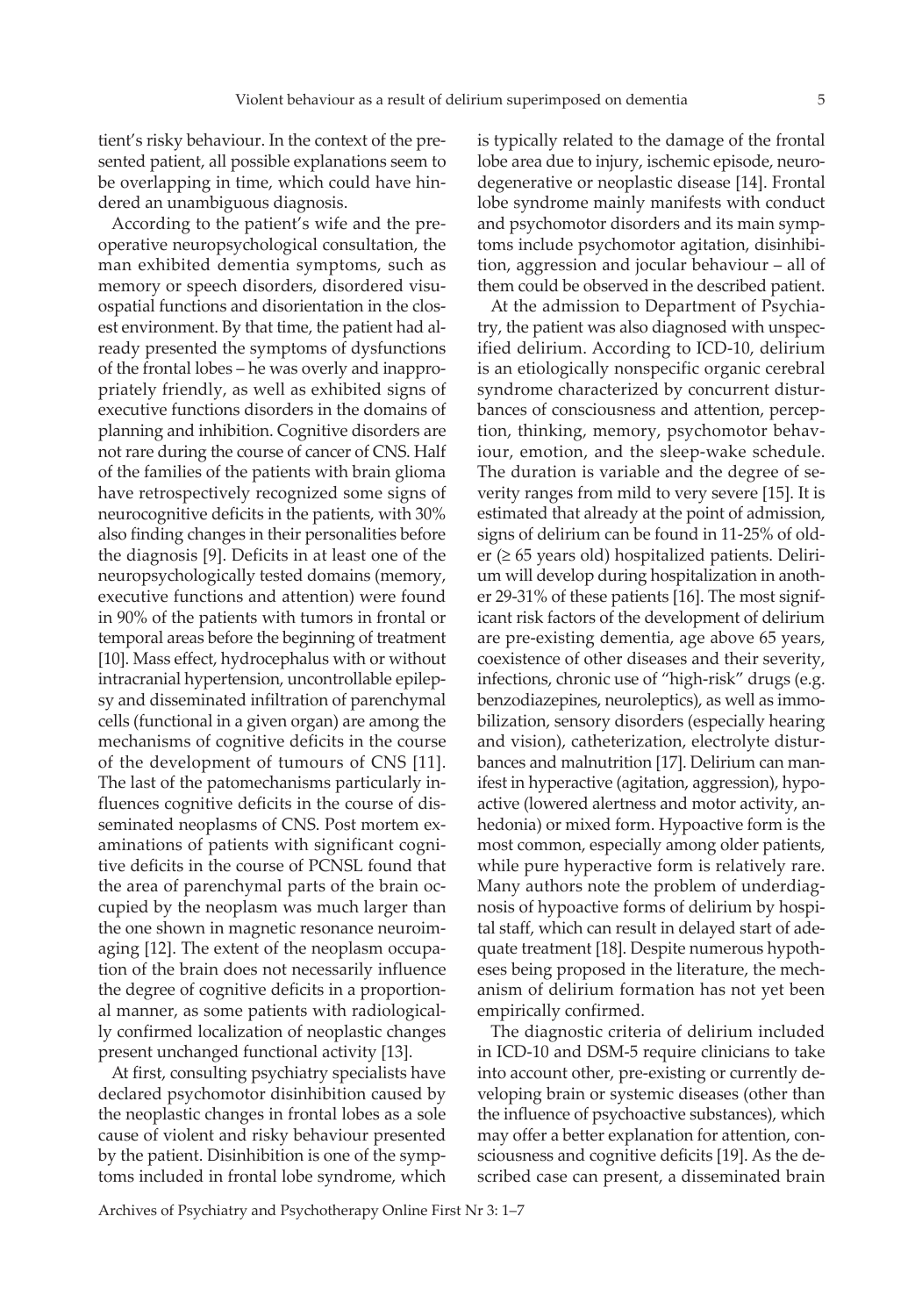tient's risky behaviour. In the context of the presented patient, all possible explanations seem to be overlapping in time, which could have hindered an unambiguous diagnosis.

According to the patient's wife and the preoperative neuropsychological consultation, the man exhibited dementia symptoms, such as memory or speech disorders, disordered visuospatial functions and disorientation in the closest environment. By that time, the patient had already presented the symptoms of dysfunctions of the frontal lobes – he was overly and inappropriately friendly, as well as exhibited signs of executive functions disorders in the domains of planning and inhibition. Cognitive disorders are not rare during the course of cancer of CNS. Half of the families of the patients with brain glioma have retrospectively recognized some signs of neurocognitive deficits in the patients, with 30% also finding changes in their personalities before the diagnosis [9]. Deficits in at least one of the neuropsychologically tested domains (memory, executive functions and attention) were found in 90% of the patients with tumors in frontal or temporal areas before the beginning of treatment [10]. Mass effect, hydrocephalus with or without intracranial hypertension, uncontrollable epilepsy and disseminated infiltration of parenchymal cells (functional in a given organ) are among the mechanisms of cognitive deficits in the course of the development of tumours of CNS [11]. The last of the patomechanisms particularly influences cognitive deficits in the course of disseminated neoplasms of CNS. Post mortem examinations of patients with significant cognitive deficits in the course of PCNSL found that the area of parenchymal parts of the brain occupied by the neoplasm was much larger than the one shown in magnetic resonance neuroimaging [12]. The extent of the neoplasm occupation of the brain does not necessarily influence the degree of cognitive deficits in a proportional manner, as some patients with radiologically confirmed localization of neoplastic changes present unchanged functional activity [13].

At first, consulting psychiatry specialists have declared psychomotor disinhibition caused by the neoplastic changes in frontal lobes as a sole cause of violent and risky behaviour presented by the patient. Disinhibition is one of the symptoms included in frontal lobe syndrome, which is typically related to the damage of the frontal lobe area due to injury, ischemic episode, neurodegenerative or neoplastic disease [14]. Frontal lobe syndrome mainly manifests with conduct and psychomotor disorders and its main symptoms include psychomotor agitation, disinhibition, aggression and jocular behaviour – all of them could be observed in the described patient.

At the admission to Department of Psychiatry, the patient was also diagnosed with unspecified delirium. According to ICD-10, delirium is an etiologically nonspecific organic cerebral syndrome characterized by concurrent disturbances of consciousness and attention, perception, thinking, memory, psychomotor behaviour, emotion, and the sleep-wake schedule. The duration is variable and the degree of severity ranges from mild to very severe [15]. It is estimated that already at the point of admission, signs of delirium can be found in 11-25% of older (≥ 65 years old) hospitalized patients. Delirium will develop during hospitalization in another 29-31% of these patients [16]. The most significant risk factors of the development of delirium are pre-existing dementia, age above 65 years, coexistence of other diseases and their severity, infections, chronic use of "high-risk" drugs (e.g. benzodiazepines, neuroleptics), as well as immobilization, sensory disorders (especially hearing and vision), catheterization, electrolyte disturbances and malnutrition [17]. Delirium can manifest in hyperactive (agitation, aggression), hypoactive (lowered alertness and motor activity, anhedonia) or mixed form. Hypoactive form is the most common, especially among older patients, while pure hyperactive form is relatively rare. Many authors note the problem of underdiagnosis of hypoactive forms of delirium by hospital staff, which can result in delayed start of adequate treatment [18]. Despite numerous hypotheses being proposed in the literature, the mechanism of delirium formation has not yet been empirically confirmed.

The diagnostic criteria of delirium included in ICD-10 and DSM-5 require clinicians to take into account other, pre-existing or currently developing brain or systemic diseases (other than the influence of psychoactive substances), which may offer a better explanation for attention, consciousness and cognitive deficits [19]. As the described case can present, a disseminated brain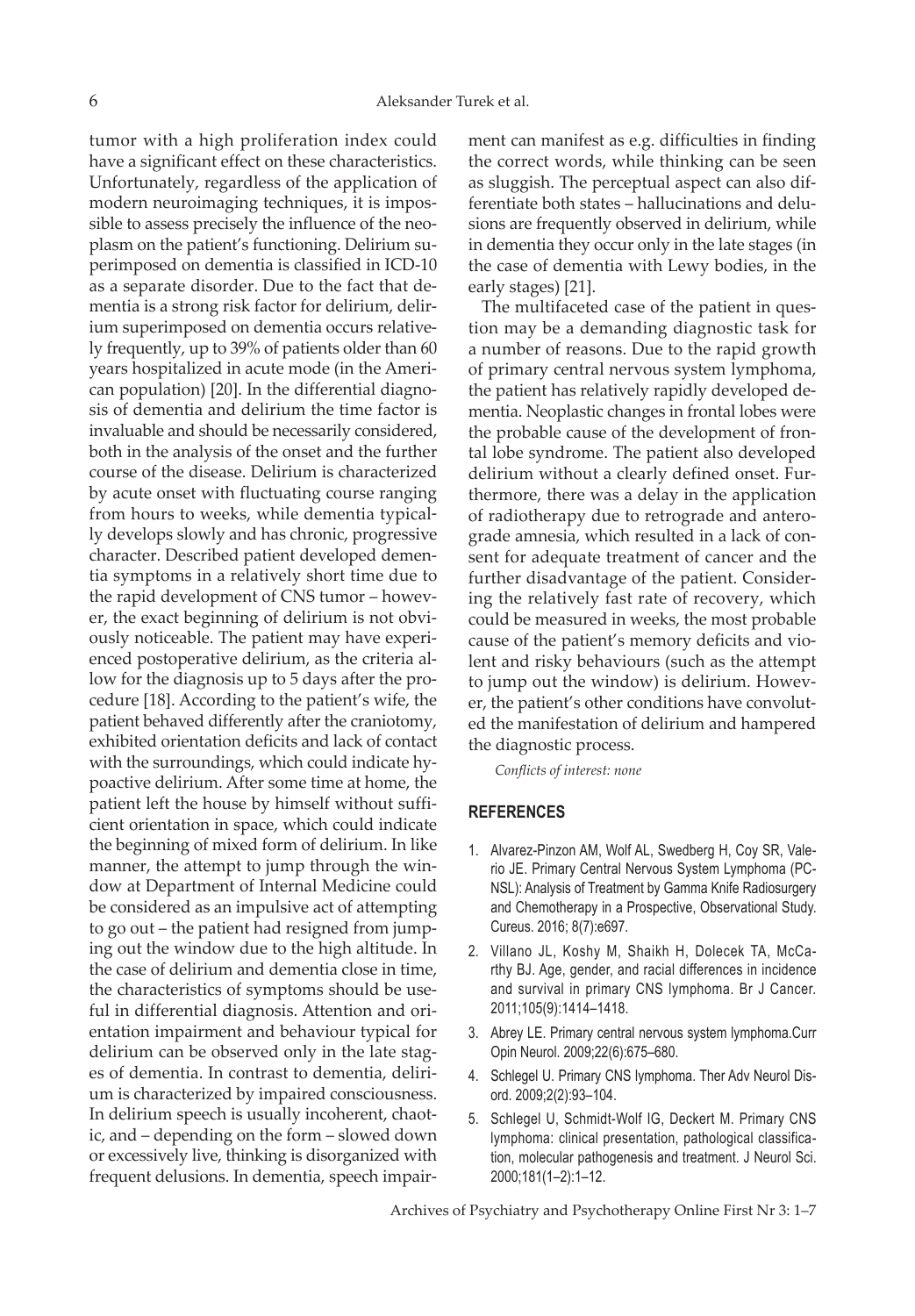tumor with a high proliferation index could have a significant effect on these characteristics. Unfortunately, regardless of the application of modern neuroimaging techniques, it is impossible to assess precisely the influence of the neoplasm on the patient's functioning. Delirium superimposed on dementia is classified in ICD-10 as a separate disorder. Due to the fact that dementia is a strong risk factor for delirium, delirium superimposed on dementia occurs relatively frequently, up to 39% of patients older than 60 years hospitalized in acute mode (in the American population) [20]. In the differential diagnosis of dementia and delirium the time factor is invaluable and should be necessarily considered, both in the analysis of the onset and the further course of the disease. Delirium is characterized by acute onset with fluctuating course ranging from hours to weeks, while dementia typically develops slowly and has chronic, progressive character. Described patient developed dementia symptoms in a relatively short time due to the rapid development of CNS tumor – however, the exact beginning of delirium is not obviously noticeable. The patient may have experienced postoperative delirium, as the criteria allow for the diagnosis up to 5 days after the procedure [18]. According to the patient's wife, the patient behaved differently after the craniotomy, exhibited orientation deficits and lack of contact with the surroundings, which could indicate hypoactive delirium. After some time at home, the patient left the house by himself without sufficient orientation in space, which could indicate the beginning of mixed form of delirium. In like manner, the attempt to jump through the window at Department of Internal Medicine could be considered as an impulsive act of attempting to go out – the patient had resigned from jumping out the window due to the high altitude. In the case of delirium and dementia close in time, the characteristics of symptoms should be useful in differential diagnosis. Attention and orientation impairment and behaviour typical for delirium can be observed only in the late stages of dementia. In contrast to dementia, delirium is characterized by impaired consciousness. In delirium speech is usually incoherent, chaotic, and – depending on the form – slowed down or excessively live, thinking is disorganized with frequent delusions. In dementia, speech impairment can manifest as e.g. difficulties in finding the correct words, while thinking can be seen as sluggish. The perceptual aspect can also differentiate both states – hallucinations and delusions are frequently observed in delirium, while in dementia they occur only in the late stages (in the case of dementia with Lewy bodies, in the early stages) [21].

The multifaceted case of the patient in question may be a demanding diagnostic task for a number of reasons. Due to the rapid growth of primary central nervous system lymphoma, the patient has relatively rapidly developed dementia. Neoplastic changes in frontal lobes were the probable cause of the development of frontal lobe syndrome. The patient also developed delirium without a clearly defined onset. Furthermore, there was a delay in the application of radiotherapy due to retrograde and anterograde amnesia, which resulted in a lack of consent for adequate treatment of cancer and the further disadvantage of the patient. Considering the relatively fast rate of recovery, which could be measured in weeks, the most probable cause of the patient's memory deficits and violent and risky behaviours (such as the attempt to jump out the window) is delirium. However, the patient's other conditions have convoluted the manifestation of delirium and hampered the diagnostic process.

*Conflicts of interest: none*

## REFERENCES

1. Alvarez-Pinzon AM, Wolf AL, Swedberg H, Coy SR, Valerio JE. Primary Central Nervous System Lymphoma (PCNSL): Analysis of Treatment by Gamma Knife Radiosurgery and Chemotherapy in a Prospective, Observational Study. Cureus. 2016; 8(7):e697.
2. Villano JL, Koshy M, Shaikh H, Dolecek TA, McCarthy BJ. Age, gender, and racial differences in incidence and survival in primary CNS lymphoma. Br J Cancer. 2011;105(9):1414–1418.
3. Abrey LE. Primary central nervous system lymphoma.Curr Opin Neurol. 2009;22(6):675–680.
4. Schlegel U. Primary CNS lymphoma. Ther Adv Neurol Disord. 2009;2(2):93–104.
5. Schlegel U, Schmidt-Wolf IG, Deckert M. Primary CNS lymphoma: clinical presentation, pathological classification, molecular pathogenesis and treatment. J Neurol Sci. 2000;181(1–2):1–12.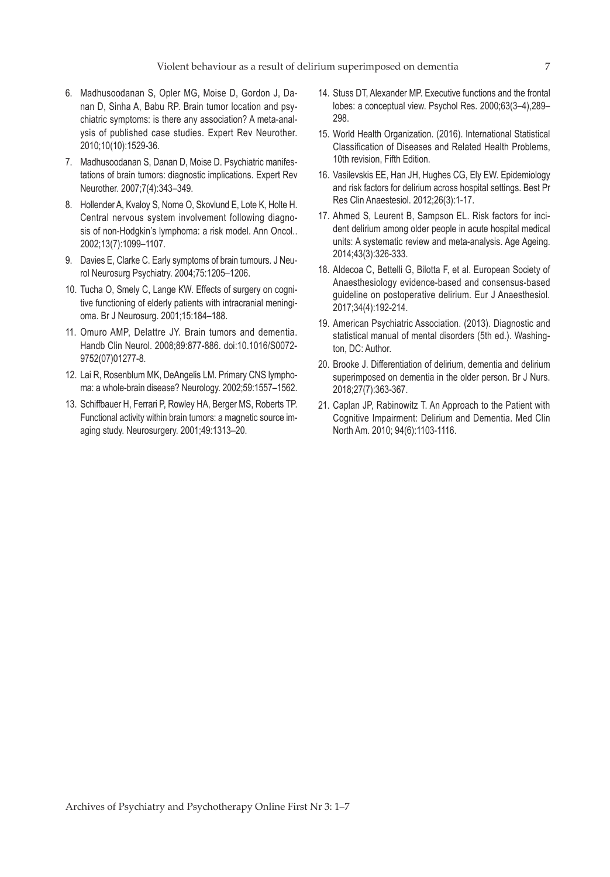6. Madhusoodanan S, Opler MG, Moise D, Gordon J, Danan D, Sinha A, Babu RP. Brain tumor location and psychiatric symptoms: is there any association? A meta-analysis of published case studies. Expert Rev Neurother. 2010;10(10):1529-36.
7. Madhusoodanan S, Danan D, Moise D. Psychiatric manifestations of brain tumors: diagnostic implications. Expert Rev Neurother. 2007;7(4):343–349.
8. Hollender A, Kvaloy S, Nome O, Skovlund E, Lote K, Holte H. Central nervous system involvement following diagnosis of non-Hodgkin's lymphoma: a risk model. Ann Oncol.. 2002;13(7):1099–1107.
9. Davies E, Clarke C. Early symptoms of brain tumours. J Neurol Neurosurg Psychiatry. 2004;75:1205–1206.
10. Tucha O, Smely C, Lange KW. Effects of surgery on cognitive functioning of elderly patients with intracranial meningioma. Br J Neurosurg. 2001;15:184–188.
11. Omuro AMP, Delattre JY. Brain tumors and dementia. Handb Clin Neurol. 2008;89:877-886. doi:10.1016/S0072-9752(07)01277-8.
12. Lai R, Rosenblum MK, DeAngelis LM. Primary CNS lymphoma: a whole-brain disease? Neurology. 2002;59:1557–1562.
13. Schiffbauer H, Ferrari P, Rowley HA, Berger MS, Roberts TP. Functional activity within brain tumors: a magnetic source imaging study. Neurosurgery. 2001;49:1313–20.
14. Stuss DT, Alexander MP. Executive functions and the frontal lobes: a conceptual view. Psychol Res. 2000;63(3–4),289–298.
15. World Health Organization. (2016). International Statistical Classification of Diseases and Related Health Problems, 10th revision, Fifth Edition.
16. Vasilevskis EE, Han JH, Hughes CG, Ely EW. Epidemiology and risk factors for delirium across hospital settings. Best Pr Res Clin Anaestesiol. 2012;26(3):1-17.
17. Ahmed S, Leurent B, Sampson EL. Risk factors for incident delirium among older people in acute hospital medical units: A systematic review and meta-analysis. Age Ageing. 2014;43(3):326-333.
18. Aldecoa C, Bettelli G, Bilotta F, et al. European Society of Anaesthesiology evidence-based and consensus-based guideline on postoperative delirium. Eur J Anaesthesiol. 2017;34(4):192-214.
19. American Psychiatric Association. (2013). Diagnostic and statistical manual of mental disorders (5th ed.). Washington, DC: Author.
20. Brooke J. Differentiation of delirium, dementia and delirium superimposed on dementia in the older person. Br J Nurs. 2018;27(7):363-367.
21. Caplan JP, Rabinowitz T. An Approach to the Patient with Cognitive Impairment: Delirium and Dementia. Med Clin North Am. 2010; 94(6):1103-1116.